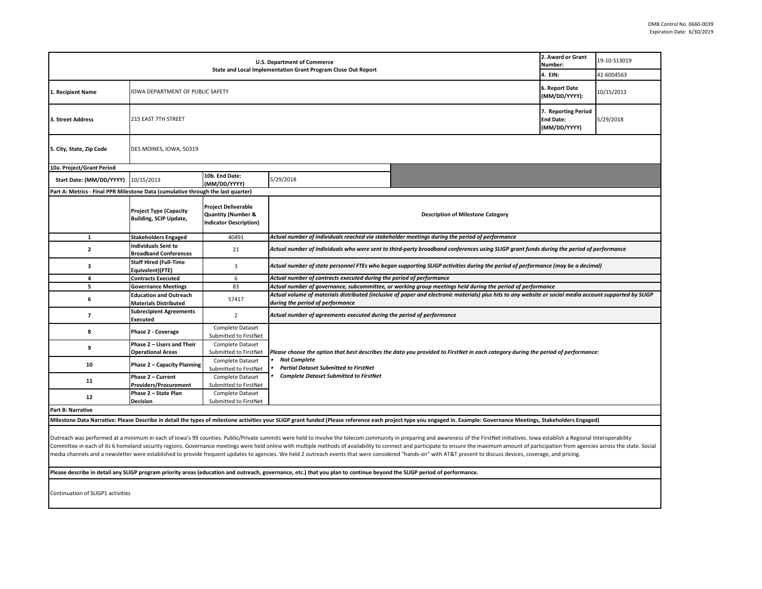OMB Control No. 0660-0039
Expiration Date: 6/30/2019

| U.S. Department of Commerce<br>State and Local Implementation Grant Program Close Out Report | | | 2. Award or Grant Number: | 19-10-S13019 |
|---|---|---|---|---|
| | | | 4. EIN: | 42-6004563 |
| 1. Recipient Name | IOWA DEPARTMENT OF PUBLIC SAFETY | | 6. Report Date (MM/DD/YYYY): | 10/15/2013 |
| 3. Street Address | 215 EAST 7TH STREET | | 7. Reporting Period End Date: (MM/DD/YYYY) | 5/29/2018 |
| 5. City, State, Zip Code | DES MOINES, IOWA, 50319 | | | |

**10a. Project/Grant Period**

| Start Date: (MM/DD/YYYY) | 10/15/2013 | 10b. End Date: (MM/DD/YYYY) | 5/29/2018 |
|---|---|---|---|

**Part A: Metrics - Final PPR Milestone Data (cumulative through the last quarter)**

| | Project Type (Capacity Building, SCIP Update, | Project Deliverable Quantity (Number & Indicator Description) | Description of Milestone Category |
|---|---|---|---|
| 1 | Stakeholders Engaged | 40491 | *Actual number of individuals reached via stakeholder meetings during the period of performance* |
| 2 | Individuals Sent to Broadband Conferences | 21 | *Actual number of individuals who were sent to third-party broadband conferences using SLIGP grant funds during the period of performance* |
| 3 | Staff Hired (Full-Time Equivalent)(FTE) | 3 | *Actual number of state personnel FTEs who began supporting SLIGP activities during the period of performance (may be a decimal)* |
| 4 | Contracts Executed | 6 | *Actual number of contracts executed during the period of performance* |
| 5 | Governance Meetings | 83 | *Actual number of governance, subcommittee, or working group meetings held during the period of performance* |
| 6 | Education and Outreach Materials Distributed | 57417 | *Actual volume of materials distributed (inclusive of paper and electronic materials) plus hits to any website or social media account supported by SLIGP during the period of performance* |
| 7 | Subrecipient Agreements Executed | 2 | *Actual number of agreements executed during the period of performance* |
| 8 | Phase 2 - Coverage | Complete Dataset Submitted to FirstNet | *Please choose the option that best describes the data you provided to FirstNet in each category during the period of performance:*<br>• *Not Complete*<br>• *Partial Dataset Submitted to FirstNet*<br>• *Complete Dataset Submitted to FirstNet* |
| 9 | Phase 2 – Users and Their Operational Areas | Complete Dataset Submitted to FirstNet | |
| 10 | Phase 2 – Capacity Planning | Complete Dataset Submitted to FirstNet | |
| 11 | Phase 2 – Current Providers/Procurement | Complete Dataset Submitted to FirstNet | |
| 12 | Phase 2 – State Plan Decision | Complete Dataset Submitted to FirstNet | |

**Part B: Narrative**

**Milestone Data Narrative: Please Describe in detail the types of milestone activities your SLIGP grant funded (Please reference each project type you engaged in. Example: Governance Meetings, Stakeholders Engaged)**

Outreach was performed at a minimum in each of Iowa's 99 counties. Public/Private summits were held to involve the telecom community in preparing and awareness of the FirstNet initiatives. Iowa establish a Regional Interoperability Committee in each of its 6 homeland security regions. Governance meetings were held online with multiple methods of availability to connect and participate to ensure the maximum amount of participation from agencies across the state. Social media channels and a newsletter were established to provide frequent updates to agencies. We held 2 outreach events that were considered "hands-on" with AT&T present to discuss devices, coverage, and pricing.

**Please describe in detail any SLIGP program priority areas (education and outreach, governance, etc.) that you plan to continue beyond the SLIGP period of performance.**

Continuation of SLIGP1 activities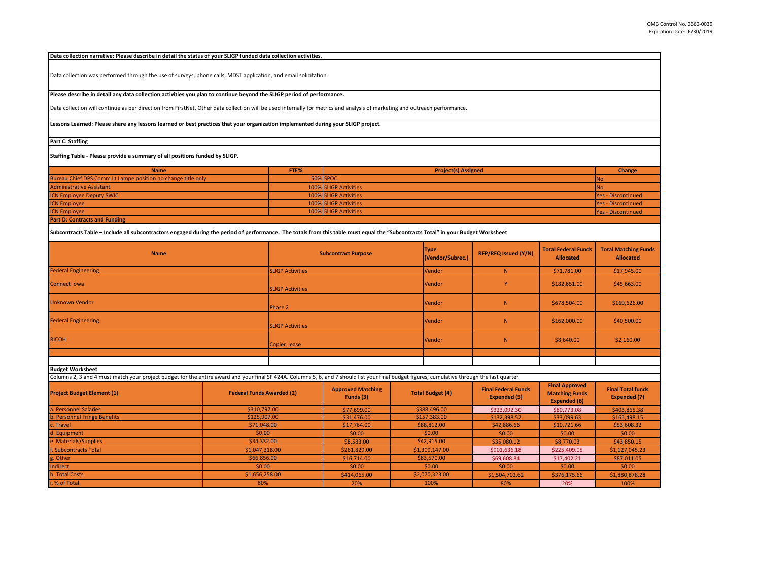**Data collection narrative: Please describe in detail the status of your SLIGP funded data collection activities.**

Data collection was performed through the use of surveys, phone calls, MDST application, and email solicitation.

**Please describe in detail any data collection activities you plan to continue beyond the SLIGP period of performance.**

Data collection will continue as per direction from FirstNet. Other data collection will be used internally for metrics and analysis of marketing and outreach performance.

**Lessons Learned: Please share any lessons learned or best practices that your organization implemented during your SLIGP project.**

**Part C: Staffing**

**Staffing Table - Please provide a summary of all positions funded by SLIGP.**

| Name | FTE% | Project(s) Assigned | Change |
|---|---|---|---|
| Bureau Chief DPS Comm Lt Lampe position no change title only | 50% | SPOC | No |
| Administrative Assistant | 100% | SLIGP Activities | No |
| ICN Employee Deputy SWIC | 100% | SLIGP Activities | Yes - Discontinued |
| ICN Employee | 100% | SLIGP Activities | Yes - Discontinued |
| ICN Employee | 100% | SLIGP Activities | Yes - Discontinued |

**Part D: Contracts and Funding**

**Subcontracts Table – Include all subcontractors engaged during the period of performance. The totals from this table must equal the "Subcontracts Total" in your Budget Worksheet**

| Name | Subcontract Purpose | Type (Vendor/Subrec.) | RFP/RFQ Issued (Y/N) | Total Federal Funds Allocated | Total Matching Funds Allocated |
|---|---|---|---|---|---|
| Federal Engineering | SLIGP Activities | Vendor | N | $71,781.00 | $17,945.00 |
| Connect Iowa | SLIGP Activities | Vendor | Y | $182,651.00 | $45,663.00 |
| Unknown Vendor | Phase 2 | Vendor | N | $678,504.00 | $169,626.00 |
| Federal Engineering | SLIGP Activities | Vendor | N | $162,000.00 | $40,500.00 |
| RICOH | Copier Lease | Vendor | N | $8,640.00 | $2,160.00 |
| | | | | | |
| | | | | | |

**Budget Worksheet**

Columns 2, 3 and 4 must match your project budget for the entire award and your final SF 424A. Columns 5, 6, and 7 should list your final budget figures, cumulative through the last quarter

| Project Budget Element (1) | Federal Funds Awarded (2) | Approved Matching Funds (3) | Total Budget (4) | Final Federal Funds Expended (5) | Final Approved Matching Funds Expended (6) | Final Total funds Expended (7) |
|---|---|---|---|---|---|---|
| a. Personnel Salaries | $310,797.00 | $77,699.00 | $388,496.00 | $323,092.30 | $80,773.08 | $403,865.38 |
| b. Personnel Fringe Benefits | $125,907.00 | $31,476.00 | $157,383.00 | $132,398.52 | $33,099.63 | $165,498.15 |
| c. Travel | $71,048.00 | $17,764.00 | $88,812.00 | $42,886.66 | $10,721.66 | $53,608.32 |
| d. Equipment | $0.00 | $0.00 | $0.00 | $0.00 | $0.00 | $0.00 |
| e. Materials/Supplies | $34,332.00 | $8,583.00 | $42,915.00 | $35,080.12 | $8,770.03 | $43,850.15 |
| f. Subcontracts Total | $1,047,318.00 | $261,829.00 | $1,309,147.00 | $901,636.18 | $225,409.05 | $1,127,045.23 |
| g. Other | $66,856.00 | $16,714.00 | $83,570.00 | $69,608.84 | $17,402.21 | $87,011.05 |
| Indirect | $0.00 | $0.00 | $0.00 | $0.00 | $0.00 | $0.00 |
| h. Total Costs | $1,656,258.00 | $414,065.00 | $2,070,323.00 | $1,504,702.62 | $376,175.66 | $1,880,878.28 |
| i. % of Total | 80% | 20% | 100% | 80% | 20% | 100% |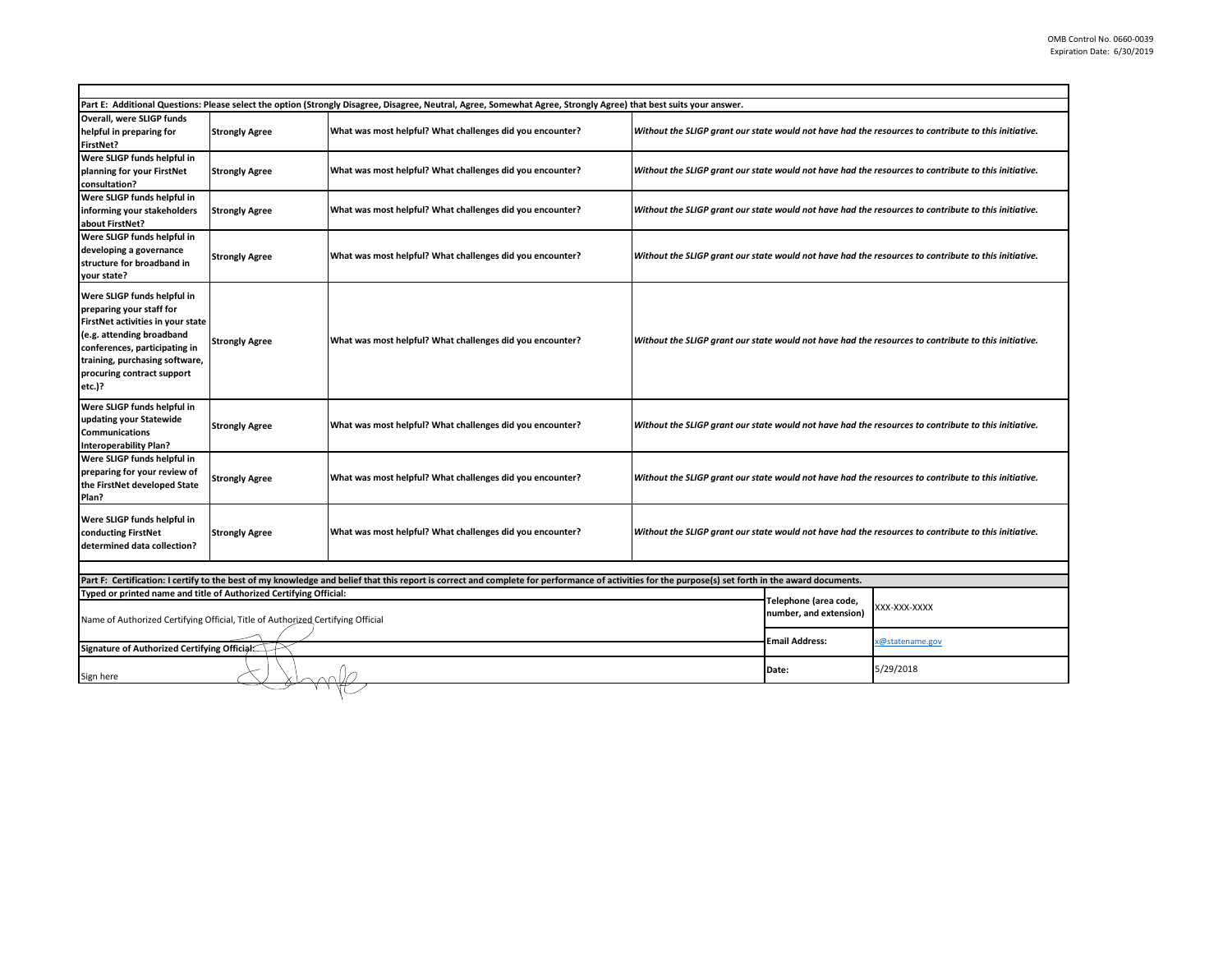OMB Control No. 0660-0039
Expiration Date: 6/30/2019

| | | | |
|---|---|---|---|
| **Part E: Additional Questions: Please select the option (Strongly Disagree, Disagree, Neutral, Agree, Somewhat Agree, Strongly Agree) that best suits your answer.** | | | |
| **Overall, were SLIGP funds helpful in preparing for FirstNet?** | **Strongly Agree** | **What was most helpful? What challenges did you encounter?** | ***Without the SLIGP grant our state would not have had the resources to contribute to this initiative.*** |
| **Were SLIGP funds helpful in planning for your FirstNet consultation?** | **Strongly Agree** | **What was most helpful? What challenges did you encounter?** | ***Without the SLIGP grant our state would not have had the resources to contribute to this initiative.*** |
| **Were SLIGP funds helpful in informing your stakeholders about FirstNet?** | **Strongly Agree** | **What was most helpful? What challenges did you encounter?** | ***Without the SLIGP grant our state would not have had the resources to contribute to this initiative.*** |
| **Were SLIGP funds helpful in developing a governance structure for broadband in your state?** | **Strongly Agree** | **What was most helpful? What challenges did you encounter?** | ***Without the SLIGP grant our state would not have had the resources to contribute to this initiative.*** |
| **Were SLIGP funds helpful in preparing your staff for FirstNet activities in your state (e.g. attending broadband conferences, participating in training, purchasing software, procuring contract support etc.)?** | **Strongly Agree** | **What was most helpful? What challenges did you encounter?** | ***Without the SLIGP grant our state would not have had the resources to contribute to this initiative.*** |
| **Were SLIGP funds helpful in updating your Statewide Communications Interoperability Plan?** | **Strongly Agree** | **What was most helpful? What challenges did you encounter?** | ***Without the SLIGP grant our state would not have had the resources to contribute to this initiative.*** |
| **Were SLIGP funds helpful in preparing for your review of the FirstNet developed State Plan?** | **Strongly Agree** | **What was most helpful? What challenges did you encounter?** | ***Without the SLIGP grant our state would not have had the resources to contribute to this initiative.*** |
| **Were SLIGP funds helpful in conducting FirstNet determined data collection?** | **Strongly Agree** | **What was most helpful? What challenges did you encounter?** | ***Without the SLIGP grant our state would not have had the resources to contribute to this initiative.*** |

| | | |
|---|---|---|
| **Part F: Certification: I certify to the best of my knowledge and belief that this report is correct and complete for performance of activities for the purpose(s) set forth in the award documents.** | | |
| **Typed or printed name and title of Authorized Certifying Official:** | **Telephone (area code, number, and extension)** | XXX-XXX-XXXX |
| Name of Authorized Certifying Official, Title of Authorized Certifying Official | **Email Address:** | x@statename.gov |
| **Signature of Authorized Certifying Official:** | **Date:** | 5/29/2018 |
| Sign here | | |